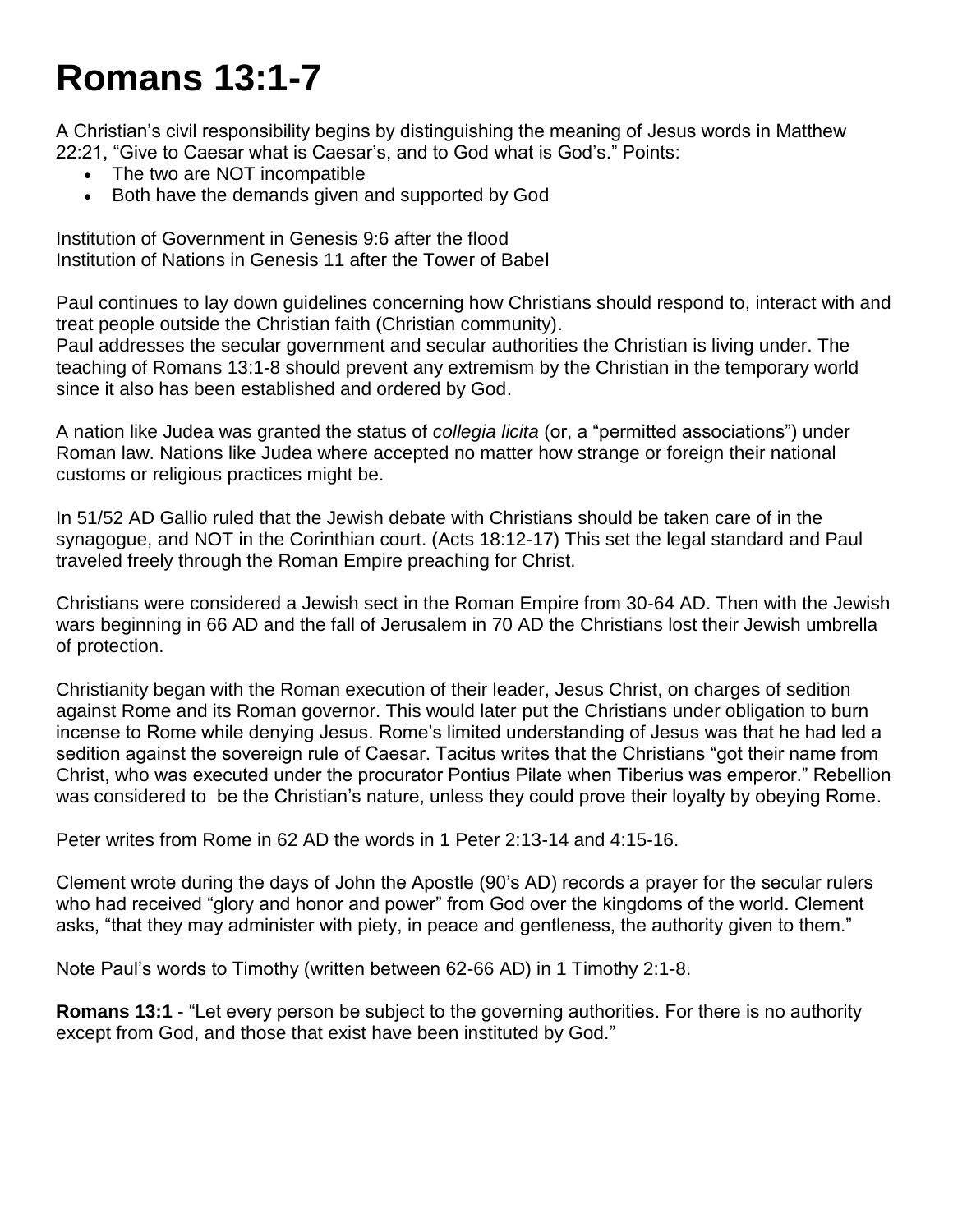# Romans 13:1-7

A Christian's civil responsibility begins by distinguishing the meaning of Jesus words in Matthew 22:21, "Give to Caesar what is Caesar's, and to God what is God's." Points:

- The two are NOT incompatible
- Both have the demands given and supported by God

Institution of Government in Genesis 9:6 after the flood
Institution of Nations in Genesis 11 after the Tower of Babel

Paul continues to lay down guidelines concerning how Christians should respond to, interact with and treat people outside the Christian faith (Christian community).
Paul addresses the secular government and secular authorities the Christian is living under. The teaching of Romans 13:1-8 should prevent any extremism by the Christian in the temporary world since it also has been established and ordered by God.

A nation like Judea was granted the status of *collegia licita* (or, a "permitted associations") under Roman law. Nations like Judea where accepted no matter how strange or foreign their national customs or religious practices might be.

In 51/52 AD Gallio ruled that the Jewish debate with Christians should be taken care of in the synagogue, and NOT in the Corinthian court. (Acts 18:12-17) This set the legal standard and Paul traveled freely through the Roman Empire preaching for Christ.

Christians were considered a Jewish sect in the Roman Empire from 30-64 AD. Then with the Jewish wars beginning in 66 AD and the fall of Jerusalem in 70 AD the Christians lost their Jewish umbrella of protection.

Christianity began with the Roman execution of their leader, Jesus Christ, on charges of sedition against Rome and its Roman governor. This would later put the Christians under obligation to burn incense to Rome while denying Jesus. Rome's limited understanding of Jesus was that he had led a sedition against the sovereign rule of Caesar. Tacitus writes that the Christians "got their name from Christ, who was executed under the procurator Pontius Pilate when Tiberius was emperor." Rebellion was considered to be the Christian's nature, unless they could prove their loyalty by obeying Rome.

Peter writes from Rome in 62 AD the words in 1 Peter 2:13-14 and 4:15-16.

Clement wrote during the days of John the Apostle (90's AD) records a prayer for the secular rulers who had received "glory and honor and power" from God over the kingdoms of the world. Clement asks, "that they may administer with piety, in peace and gentleness, the authority given to them."

Note Paul's words to Timothy (written between 62-66 AD) in 1 Timothy 2:1-8.

**Romans 13:1** - "Let every person be subject to the governing authorities. For there is no authority except from God, and those that exist have been instituted by God."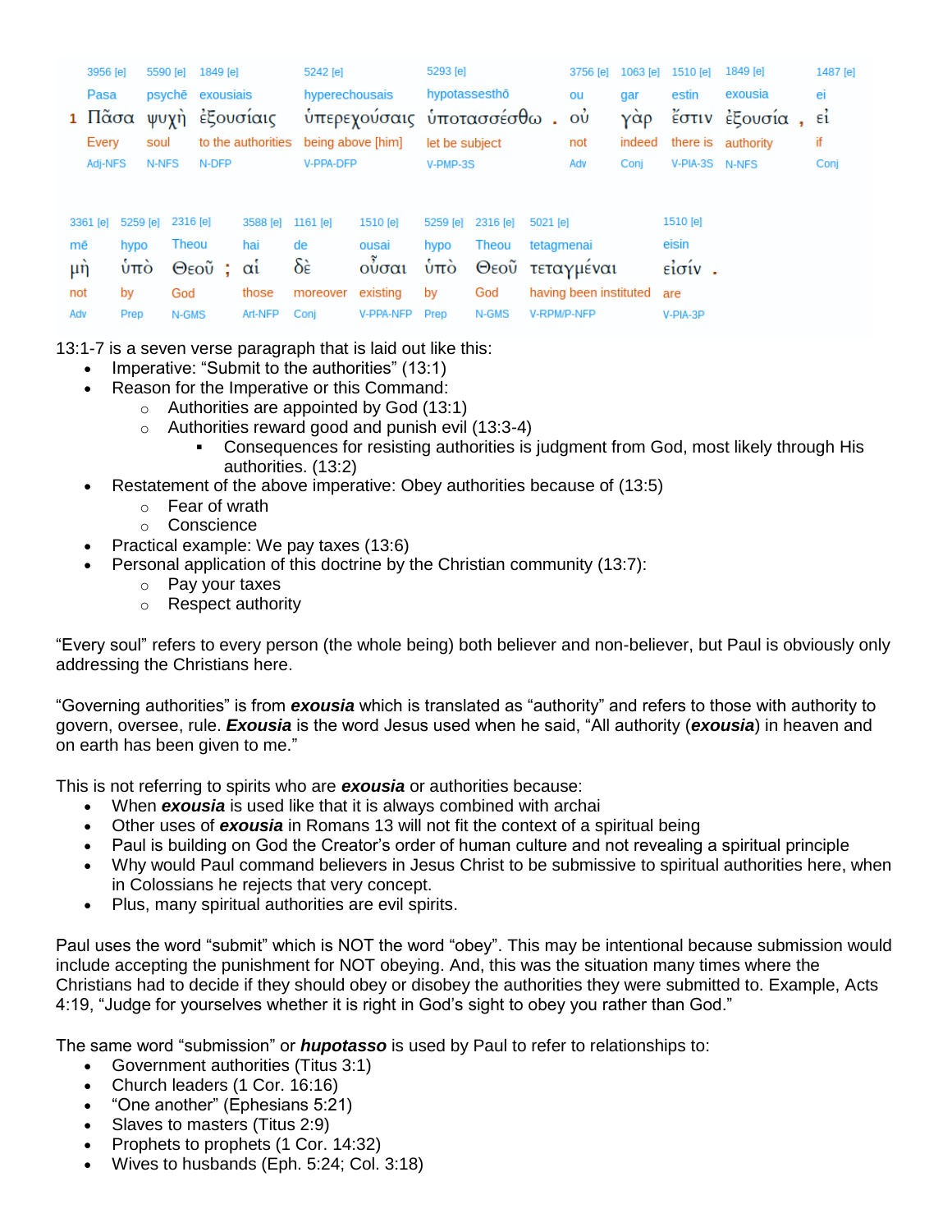| | 3956 [e] | 5590 [e] | 1849 [e] | 5242 [e] | 5293 [e] | | 3756 [e] | 1063 [e] | 1510 [e] | 1849 [e] | | 1487 [e] |
|---|---|---|---|---|---|---|---|---|---|---|---|---|
| | Pasa | psychē | exousiais | hyperechousais | hypotassesthō | | ou | gar | estin | exousia | | ei |
| 1 | Πᾶσα | ψυχὴ | ἐξουσίαις | ὑπερεχούσαις | ὑποτασσέσθω | . | οὐ | γὰρ | ἔστιν | ἐξουσία | , | εἰ |
| | Every | soul | to the authorities | being above [him] | let be subject | | not | indeed | there is | authority | | if |
| | Adj-NFS | N-NFS | N-DFP | V-PPA-DFP | V-PMP-3S | | Adv | Conj | V-PIA-3S | N-NFS | | Conj |

| 3361 [e] | 5259 [e] | 2316 [e] | | 3588 [e] | 1161 [e] | 1510 [e] | 5259 [e] | 2316 [e] | 5021 [e] | 1510 [e] | |
|---|---|---|---|---|---|---|---|---|---|---|---|
| mē | hypo | Theou | | hai | de | ousai | hypo | Theou | tetagmenai | eisin | |
| μὴ | ὑπὸ | Θεοῦ | ; | αἱ | δὲ | οὖσαι | ὑπὸ | Θεοῦ | τεταγμέναι | εἰσίν | . |
| not | by | God | | those | moreover | existing | by | God | having been instituted | are | |
| Adv | Prep | N-GMS | | Art-NFP | Conj | V-PPA-NFP | Prep | N-GMS | V-RPM/P-NFP | V-PIA-3P | |

13:1-7 is a seven verse paragraph that is laid out like this:

- Imperative: "Submit to the authorities" (13:1)
- Reason for the Imperative or this Command:
  - Authorities are appointed by God (13:1)
  - Authorities reward good and punish evil (13:3-4)
    - Consequences for resisting authorities is judgment from God, most likely through His authorities. (13:2)
- Restatement of the above imperative: Obey authorities because of (13:5)
  - Fear of wrath
  - Conscience
- Practical example: We pay taxes (13:6)
- Personal application of this doctrine by the Christian community (13:7):
  - Pay your taxes
  - Respect authority

"Every soul" refers to every person (the whole being) both believer and non-believer, but Paul is obviously only addressing the Christians here.

"Governing authorities" is from ***exousia*** which is translated as "authority" and refers to those with authority to govern, oversee, rule. ***Exousia*** is the word Jesus used when he said, "All authority (***exousia***) in heaven and on earth has been given to me."

This is not referring to spirits who are ***exousia*** or authorities because:

- When ***exousia*** is used like that it is always combined with archai
- Other uses of ***exousia*** in Romans 13 will not fit the context of a spiritual being
- Paul is building on God the Creator's order of human culture and not revealing a spiritual principle
- Why would Paul command believers in Jesus Christ to be submissive to spiritual authorities here, when in Colossians he rejects that very concept.
- Plus, many spiritual authorities are evil spirits.

Paul uses the word "submit" which is NOT the word "obey". This may be intentional because submission would include accepting the punishment for NOT obeying. And, this was the situation many times where the Christians had to decide if they should obey or disobey the authorities they were submitted to. Example, Acts 4:19, "Judge for yourselves whether it is right in God's sight to obey you rather than God."

The same word "submission" or ***hupotasso*** is used by Paul to refer to relationships to:

- Government authorities (Titus 3:1)
- Church leaders (1 Cor. 16:16)
- "One another" (Ephesians 5:21)
- Slaves to masters (Titus 2:9)
- Prophets to prophets (1 Cor. 14:32)
- Wives to husbands (Eph. 5:24; Col. 3:18)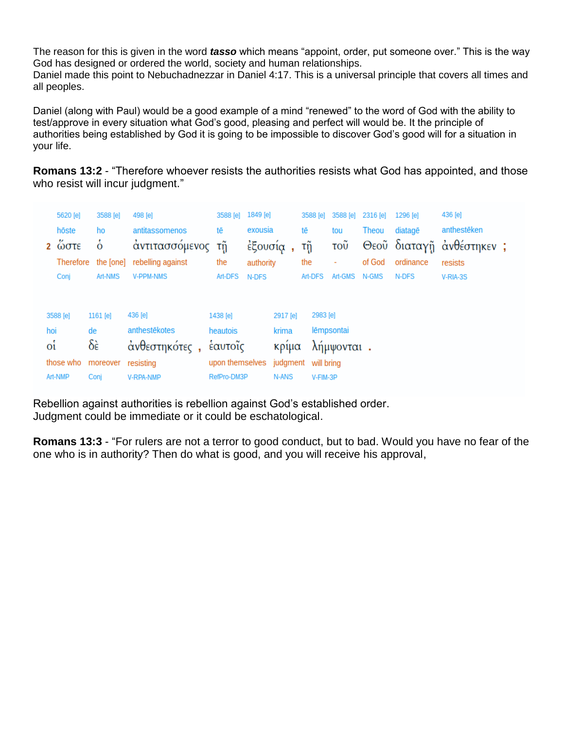The reason for this is given in the word ***tasso*** which means “appoint, order, put someone over.” This is the way God has designed or ordered the world, society and human relationships.
Daniel made this point to Nebuchadnezzar in Daniel 4:17. This is a universal principle that covers all times and all peoples.

Daniel (along with Paul) would be a good example of a mind “renewed” to the word of God with the ability to test/approve in every situation what God’s good, pleasing and perfect will would be. It the principle of authorities being established by God it is going to be impossible to discover God’s good will for a situation in your life.

**Romans 13:2** - “Therefore whoever resists the authorities resists what God has appointed, and those who resist will incur judgment.”

| 2 | | | | | | | | | |
|---|---|---|---|---|---|---|---|---|---|
| 5620 [e] | 3588 [e] | 498 [e] | 3588 [e] | 1849 [e] | 3588 [e] | 3588 [e] | 2316 [e] | 1296 [e] | 436 [e] |
| hōste | ho | antitassomenos | tē | exousia | tē | tou | Theou | diatagē | anthestēken |
| ὥστε | ὁ | ἀντιτασσόμενος | τῇ | ἐξουσίᾳ , | τῇ | τοῦ | Θεοῦ | διαταγῇ | ἀνθέστηκεν ; |
| Therefore | the [one] | rebelling against | the | authority | the | - | of God | ordinance | resists |
| Conj | Art-NMS | V-PPM-NMS | Art-DFS | N-DFS | Art-DFS | Art-GMS | N-GMS | N-DFS | V-RIA-3S |

| | | | | | |
|---|---|---|---|---|---|
| 3588 [e] | 1161 [e] | 436 [e] | 1438 [e] | 2917 [e] | 2983 [e] |
| hoi | de | anthestēkotes | heautois | krima | lēmpsontai |
| οἱ | δὲ | ἀνθεστηκότες , | ἑαυτοῖς | κρίμα | λήμψονται . |
| those who | moreover | resisting | upon themselves | judgment | will bring |
| Art-NMP | Conj | V-RPA-NMP | RefPro-DM3P | N-ANS | V-FIM-3P |

Rebellion against authorities is rebellion against God’s established order.
Judgment could be immediate or it could be eschatological.

**Romans 13:3** - “For rulers are not a terror to good conduct, but to bad. Would you have no fear of the one who is in authority? Then do what is good, and you will receive his approval,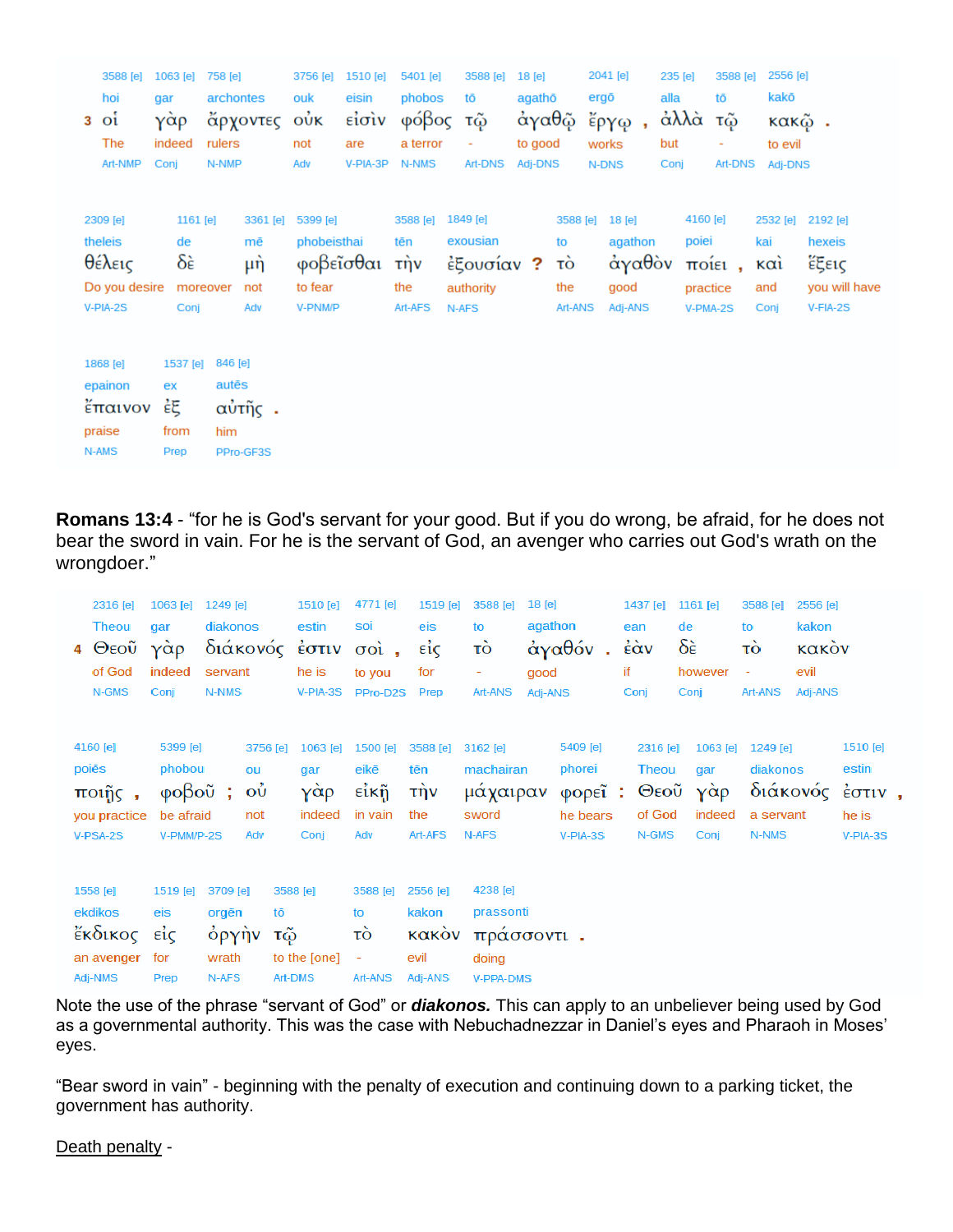| | 3588 [e] | 1063 [e] | 758 [e] | 3756 [e] | 1510 [e] | 5401 [e] | 3588 [e] | 18 [e] | 2041 [e] | | 235 [e] | 3588 [e] | 2556 [e] | |
|---|---|---|---|---|---|---|---|---|---|---|---|---|---|---|
| | hoi | gar | archontes | ouk | eisin | phobos | tō | agathō | ergō | | alla | tō | kakō | |
| 3 | οἱ | γὰρ | ἄρχοντες | οὐκ | εἰσὶν | φόβος | τῷ | ἀγαθῷ | ἔργῳ | , | ἀλλὰ | τῷ | κακῷ | . |
| | The | indeed | rulers | not | are | a terror | - | to good | works | | but | - | to evil | |
| | Art-NMP | Conj | N-NMP | Adv | V-PIA-3P | N-NMS | Art-DNS | Adj-DNS | N-DNS | | Conj | Art-DNS | Adj-DNS | |

| 2309 [e] | 1161 [e] | 3361 [e] | 5399 [e] | 3588 [e] | 1849 [e] | | 3588 [e] | 18 [e] | 4160 [e] | | 2532 [e] | 2192 [e] |
|---|---|---|---|---|---|---|---|---|---|---|---|---|
| theleis | de | mē | phobeisthai | tēn | exousian | | to | agathon | poiei | | kai | hexeis |
| θέλεις | δὲ | μὴ | φοβεῖσθαι | τὴν | ἐξουσίαν | ? | τὸ | ἀγαθὸν | ποίει | , | καὶ | ἕξεις |
| Do you desire | moreover | not | to fear | the | authority | | the | good | practice | | and | you will have |
| V-PIA-2S | Conj | Adv | V-PNM/P | Art-AFS | N-AFS | | Art-ANS | Adj-ANS | V-PMA-2S | | Conj | V-FIA-2S |

| 1868 [e] | 1537 [e] | 846 [e] | |
|---|---|---|---|
| epainon | ex | autēs | |
| ἔπαινον | ἐξ | αὐτῆς | . |
| praise | from | him | |
| N-AMS | Prep | PPro-GF3S | |

**Romans 13:4** - “for he is God's servant for your good. But if you do wrong, be afraid, for he does not bear the sword in vain. For he is the servant of God, an avenger who carries out God's wrath on the wrongdoer.”

| | 2316 [e] | 1063 [e] | 1249 [e] | 1510 [e] | 4771 [e] | | 1519 [e] | 3588 [e] | 18 [e] | | 1437 [e] | 1161 [e] | 3588 [e] | 2556 [e] |
|---|---|---|---|---|---|---|---|---|---|---|---|---|---|---|
| | Theou | gar | diakonos | estin | soi | | eis | to | agathon | | ean | de | to | kakon |
| 4 | Θεοῦ | γὰρ | διάκονός | ἐστιν | σοὶ | , | εἰς | τὸ | ἀγαθόν | . | ἐὰν | δὲ | τὸ | κακὸν |
| | of God | indeed | servant | he is | to you | | for | - | good | | if | however | - | evil |
| | N-GMS | Conj | N-NMS | V-PIA-3S | PPro-D2S | | Prep | Art-ANS | Adj-ANS | | Conj | Conj | Art-ANS | Adj-ANS |

| 4160 [e] | | 5399 [e] | | 3756 [e] | 1063 [e] | 1500 [e] | 3588 [e] | 3162 [e] | 5409 [e] | | 2316 [e] | 1063 [e] | 1249 [e] | 1510 [e] | |
|---|---|---|---|---|---|---|---|---|---|---|---|---|---|---|---|
| poiēs | | phobou | | ou | gar | eikē | tēn | machairan | phorei | | Theou | gar | diakonos | estin | |
| ποιῇς | , | φοβοῦ | ; | οὐ | γὰρ | εἰκῇ | τὴν | μάχαιραν | φορεῖ | : | Θεοῦ | γὰρ | διάκονός | ἐστιν | , |
| you practice | | be afraid | | not | indeed | in vain | the | sword | he bears | | of God | indeed | a servant | he is | |
| V-PSA-2S | | V-PMM/P-2S | | Adv | Conj | Adv | Art-AFS | N-AFS | V-PIA-3S | | N-GMS | Conj | N-NMS | V-PIA-3S | |

| 1558 [e] | 1519 [e] | 3709 [e] | 3588 [e] | 3588 [e] | 2556 [e] | 4238 [e] | |
|---|---|---|---|---|---|---|---|
| ekdikos | eis | orgēn | tō | to | kakon | prassonti | |
| ἔκδικος | εἰς | ὀργὴν | τῷ | τὸ | κακὸν | πράσσοντι | . |
| an avenger | for | wrath | to the [one] | - | evil | doing | |
| Adj-NMS | Prep | N-AFS | Art-DMS | Art-ANS | Adj-ANS | V-PPA-DMS | |

Note the use of the phrase “servant of God” or ***diakonos.*** This can apply to an unbeliever being used by God as a governmental authority. This was the case with Nebuchadnezzar in Daniel’s eyes and Pharaoh in Moses’ eyes.

“Bear sword in vain” - beginning with the penalty of execution and continuing down to a parking ticket, the government has authority.

<u>Death penalty</u> -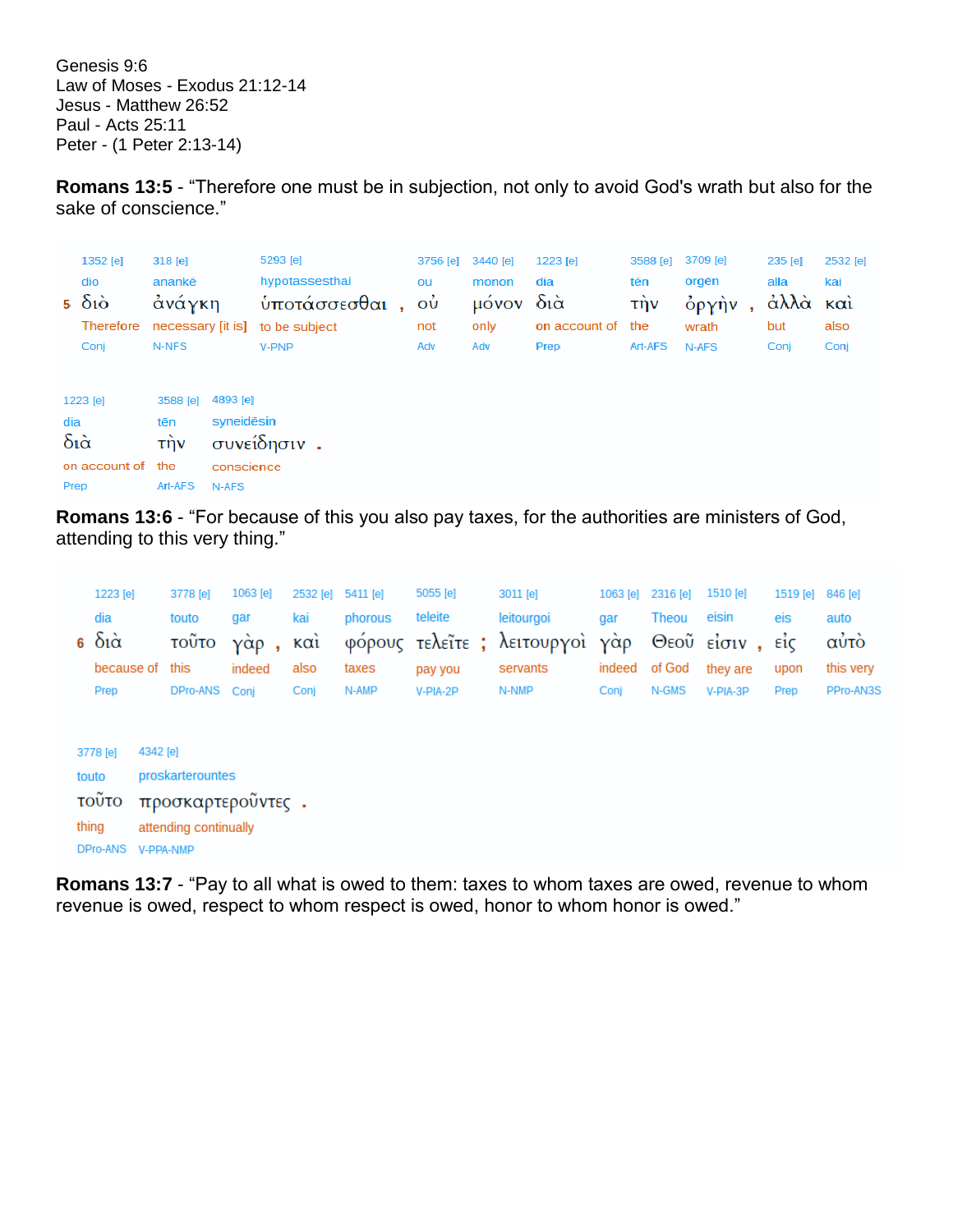Genesis 9:6
Law of Moses - Exodus 21:12-14
Jesus - Matthew 26:52
Paul - Acts 25:11
Peter - (1 Peter 2:13-14)

**Romans 13:5** - “Therefore one must be in subjection, not only to avoid God's wrath but also for the sake of conscience.”

| 5 | 1352 [e] | 318 [e] | 5293 [e] | | 3756 [e] | 3440 [e] | 1223 [e] | 3588 [e] | 3709 [e] | | 235 [e] | 2532 [e] |
|---|---|---|---|---|---|---|---|---|---|---|---|---|
| | dio | anankē | hypotassesthai | | ou | monon | dia | tēn | orgen | | alla | kai |
| | διὸ | ἀνάγκη | ὑποτάσσεσθαι | , | οὐ | μόνον | διὰ | τὴν | ὀργὴν | , | ἀλλὰ | καὶ |
| | Therefore | necessary [it is] | to be subject | | not | only | on account of | the | wrath | | but | also |
| | Conj | N-NFS | V-PNP | | Adv | Adv | Prep | Art-AFS | N-AFS | | Conj | Conj |

| 1223 [e] | 3588 [e] | 4893 [e] | |
|---|---|---|---|
| dia | tēn | syneidēsin | |
| διὰ | τὴν | συνείδησιν | . |
| on account of | the | conscience | |
| Prep | Art-AFS | N-AFS | |

**Romans 13:6** - “For because of this you also pay taxes, for the authorities are ministers of God, attending to this very thing.”

| 6 | 1223 [e] | 3778 [e] | 1063 [e] | | 2532 [e] | 5411 [e] | 5055 [e] | | 3011 [e] | 1063 [e] | 2316 [e] | 1510 [e] | | 1519 [e] | 846 [e] |
|---|---|---|---|---|---|---|---|---|---|---|---|---|---|---|---|
| | dia | touto | gar | | kai | phorous | teleite | | leitourgoi | gar | Theou | eisin | | eis | auto |
| | διὰ | τοῦτο | γὰρ | , | καὶ | φόρους | τελεῖτε | ; | λειτουργοὶ | γὰρ | Θεοῦ | εἰσιν | , | εἰς | αὐτὸ |
| | because of | this | indeed | | also | taxes | pay you | | servants | indeed | of God | they are | | upon | this very |
| | Prep | DPro-ANS | Conj | | Conj | N-AMP | V-PIA-2P | | N-NMP | Conj | N-GMS | V-PIA-3P | | Prep | PPro-AN3S |

| 3778 [e] | 4342 [e] | |
|---|---|---|
| touto | proskarterountes | |
| τοῦτο | προσκαρτεροῦντες | . |
| thing | attending continually | |
| DPro-ANS | V-PPA-NMP | |

**Romans 13:7** - “Pay to all what is owed to them: taxes to whom taxes are owed, revenue to whom revenue is owed, respect to whom respect is owed, honor to whom honor is owed.”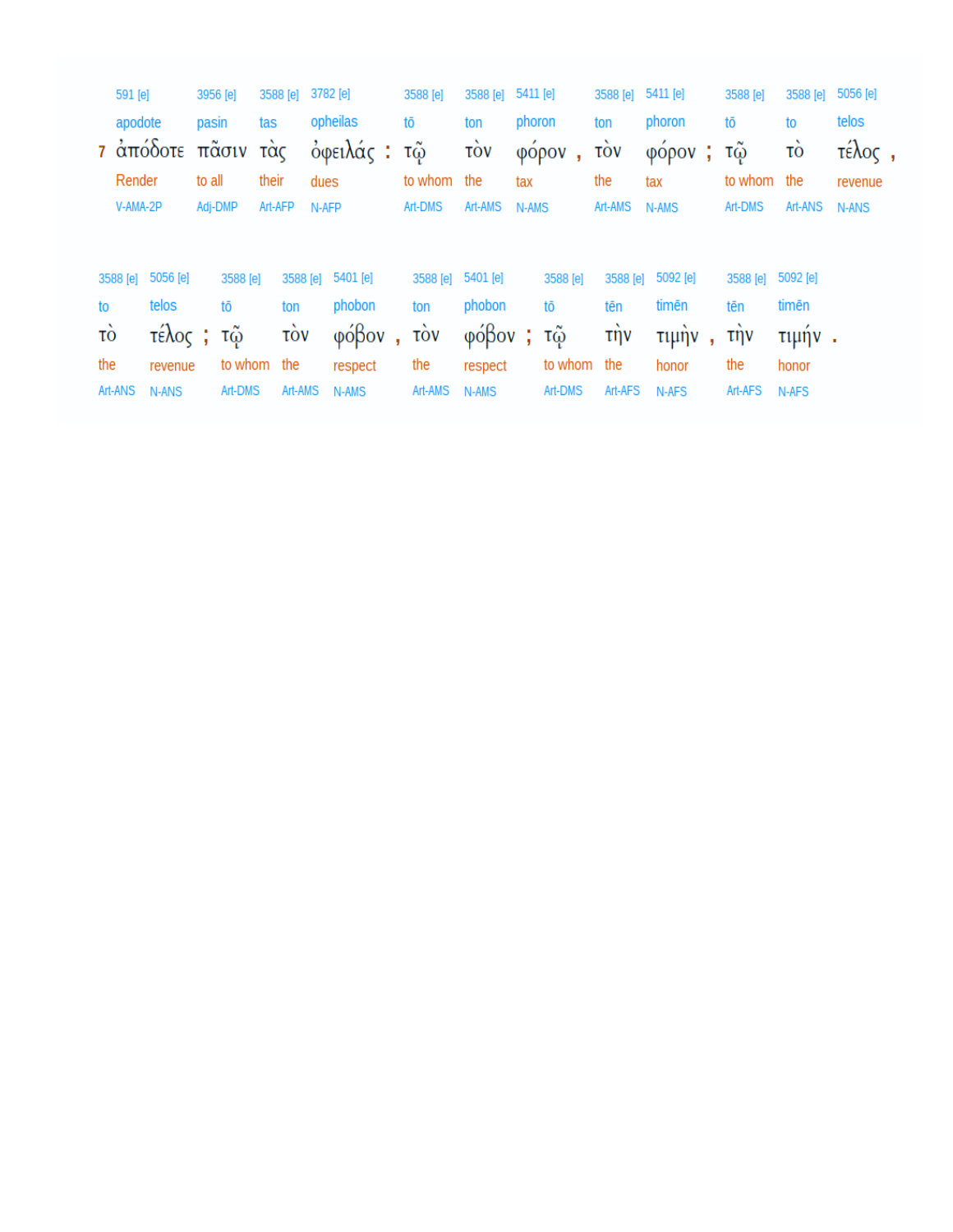| | | | | | | | | | | | | | | |
|---|---|---|---|---|---|---|---|---|---|---|---|---|---|---|
| | 591 [e] | 3956 [e] | 3588 [e] | 3782 [e] | | 3588 [e] | 3588 [e] | 5411 [e] | | 3588 [e] | 5411 [e] | | 3588 [e] | 3588 [e] | 5056 [e] | |
| | apodote | pasin | tas | opheilas | | tō | ton | phoron | | ton | phoron | | tō | to | telos | |
| 7 | ἀπόδοτε | πᾶσιν | τὰς | ὀφειλάς | : | τῷ | τὸν | φόρον | , | τὸν | φόρον | ; | τῷ | τὸ | τέλος | , |
| | Render | to all | their | dues | | to whom | the | tax | | the | tax | | to whom | the | revenue | |
| | V-AMA-2P | Adj-DMP | Art-AFP | N-AFP | | Art-DMS | Art-AMS | N-AMS | | Art-AMS | N-AMS | | Art-DMS | Art-ANS | N-ANS | |

| | | | | | | | | | | | | | | | |
|---|---|---|---|---|---|---|---|---|---|---|---|---|---|---|---|
| 3588 [e] | 5056 [e] | | 3588 [e] | 3588 [e] | 5401 [e] | | 3588 [e] | 5401 [e] | | 3588 [e] | 3588 [e] | 5092 [e] | | 3588 [e] | 5092 [e] | |
| to | telos | | tō | ton | phobon | | ton | phobon | | tō | tēn | timēn | | tēn | timēn | |
| τὸ | τέλος | ; | τῷ | τὸν | φόβον | , | τὸν | φόβον | ; | τῷ | τὴν | τιμὴν | , | τὴν | τιμήν | . |
| the | revenue | | to whom | the | respect | | the | respect | | to whom | the | honor | | the | honor | |
| Art-ANS | N-ANS | | Art-DMS | Art-AMS | N-AMS | | Art-AMS | N-AMS | | Art-DMS | Art-AFS | N-AFS | | Art-AFS | N-AFS | |